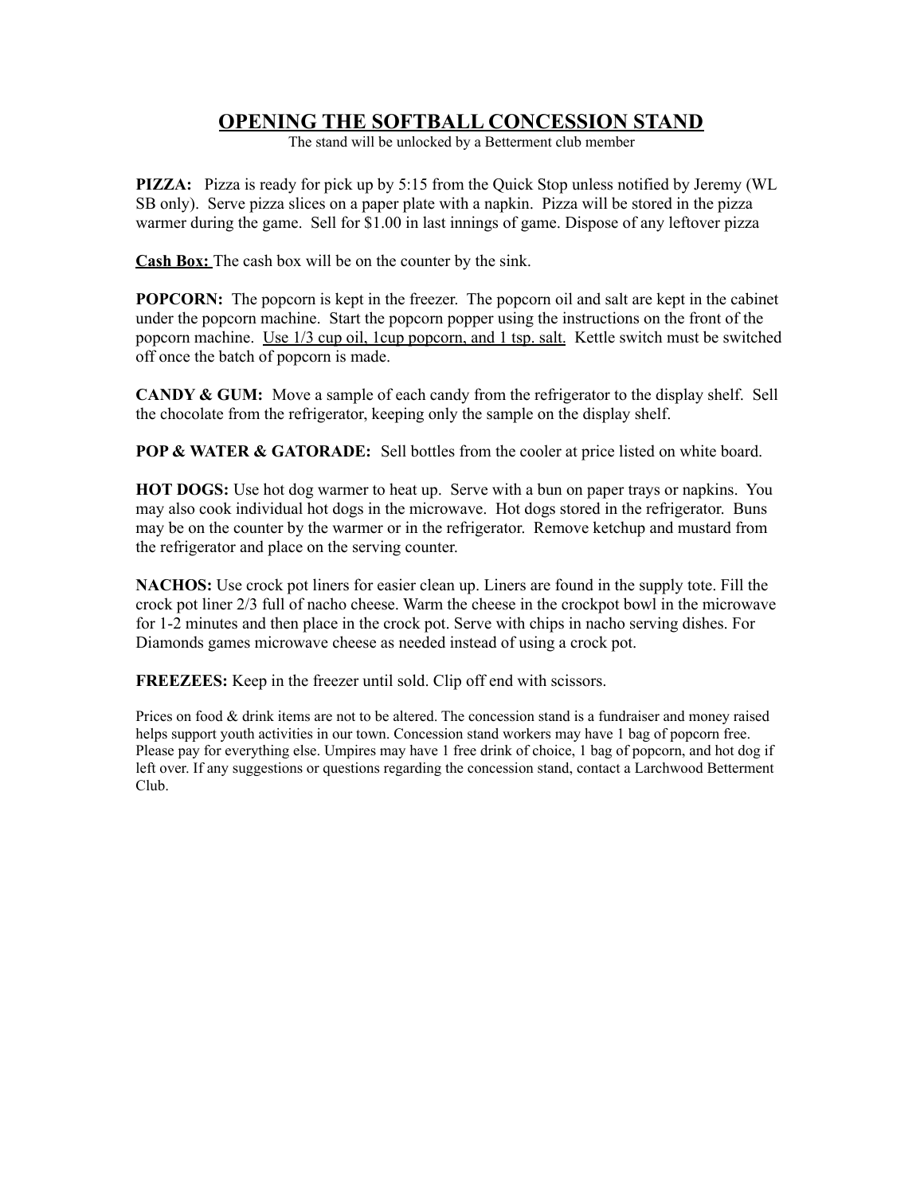# <u>OPENING THE SOFTBALL CONCESSION STAND</u>

The stand will be unlocked by a Betterment club member

**PIZZA:** Pizza is ready for pick up by 5:15 from the Quick Stop unless notified by Jeremy (WL SB only). Serve pizza slices on a paper plate with a napkin. Pizza will be stored in the pizza warmer during the game. Sell for $1.00 in last innings of game. Dispose of any leftover pizza

**<u>Cash Box:</u>** The cash box will be on the counter by the sink.

**POPCORN:** The popcorn is kept in the freezer. The popcorn oil and salt are kept in the cabinet under the popcorn machine. Start the popcorn popper using the instructions on the front of the popcorn machine. <u>Use 1/3 cup oil, 1cup popcorn, and 1 tsp. salt.</u> Kettle switch must be switched off once the batch of popcorn is made.

**CANDY & GUM:** Move a sample of each candy from the refrigerator to the display shelf. Sell the chocolate from the refrigerator, keeping only the sample on the display shelf.

**POP & WATER & GATORADE:** Sell bottles from the cooler at price listed on white board.

**HOT DOGS:** Use hot dog warmer to heat up. Serve with a bun on paper trays or napkins. You may also cook individual hot dogs in the microwave. Hot dogs stored in the refrigerator. Buns may be on the counter by the warmer or in the refrigerator. Remove ketchup and mustard from the refrigerator and place on the serving counter.

**NACHOS:** Use crock pot liners for easier clean up. Liners are found in the supply tote. Fill the crock pot liner 2/3 full of nacho cheese. Warm the cheese in the crockpot bowl in the microwave for 1-2 minutes and then place in the crock pot. Serve with chips in nacho serving dishes. For Diamonds games microwave cheese as needed instead of using a crock pot.

**FREEZEES:** Keep in the freezer until sold. Clip off end with scissors.

Prices on food & drink items are not to be altered. The concession stand is a fundraiser and money raised helps support youth activities in our town. Concession stand workers may have 1 bag of popcorn free. Please pay for everything else. Umpires may have 1 free drink of choice, 1 bag of popcorn, and hot dog if left over. If any suggestions or questions regarding the concession stand, contact a Larchwood Betterment Club.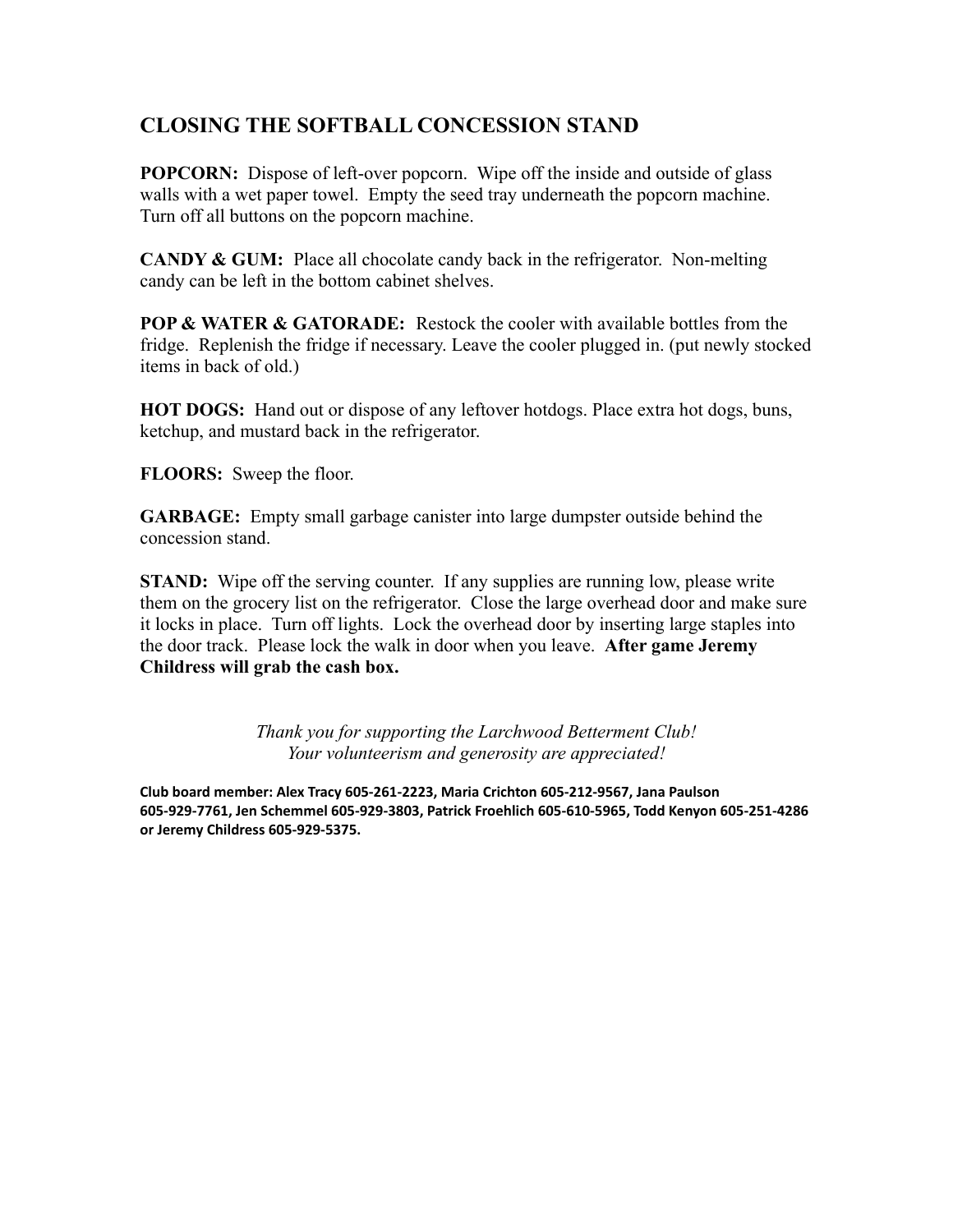## CLOSING THE SOFTBALL CONCESSION STAND

**POPCORN:** Dispose of left-over popcorn. Wipe off the inside and outside of glass walls with a wet paper towel. Empty the seed tray underneath the popcorn machine. Turn off all buttons on the popcorn machine.

**CANDY & GUM:** Place all chocolate candy back in the refrigerator. Non-melting candy can be left in the bottom cabinet shelves.

**POP & WATER & GATORADE:** Restock the cooler with available bottles from the fridge. Replenish the fridge if necessary. Leave the cooler plugged in. (put newly stocked items in back of old.)

**HOT DOGS:** Hand out or dispose of any leftover hotdogs. Place extra hot dogs, buns, ketchup, and mustard back in the refrigerator.

**FLOORS:** Sweep the floor.

**GARBAGE:** Empty small garbage canister into large dumpster outside behind the concession stand.

**STAND:** Wipe off the serving counter. If any supplies are running low, please write them on the grocery list on the refrigerator. Close the large overhead door and make sure it locks in place. Turn off lights. Lock the overhead door by inserting large staples into the door track. Please lock the walk in door when you leave. **After game Jeremy Childress will grab the cash box.**

*Thank you for supporting the Larchwood Betterment Club!*
*Your volunteerism and generosity are appreciated!*

**Club board member: Alex Tracy 605-261-2223, Maria Crichton 605-212-9567, Jana Paulson 605-929-7761, Jen Schemmel 605-929-3803, Patrick Froehlich 605-610-5965, Todd Kenyon 605-251-4286 or Jeremy Childress 605-929-5375.**